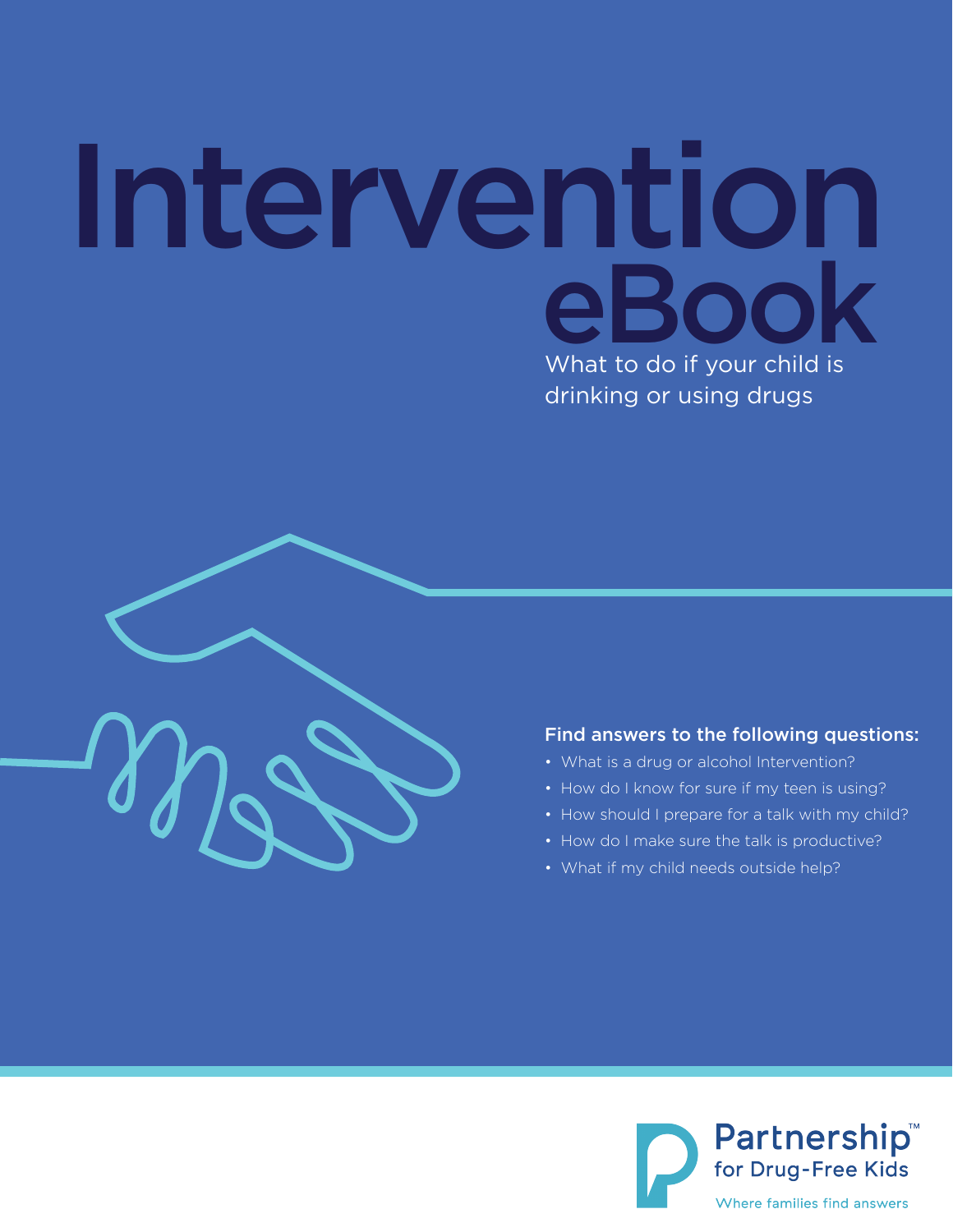# Intervention eBook

What to do if your child is drinking or using drugs

**Find answers to the following questions:**

- What is a drug or alcohol Intervention?
- How do I know for sure if my teen is using?
- How should I prepare for a talk with my child?
- How do I make sure the talk is productive?
- What if my child needs outside help?

Partnership™ for Drug-Free Kids

Where families find answers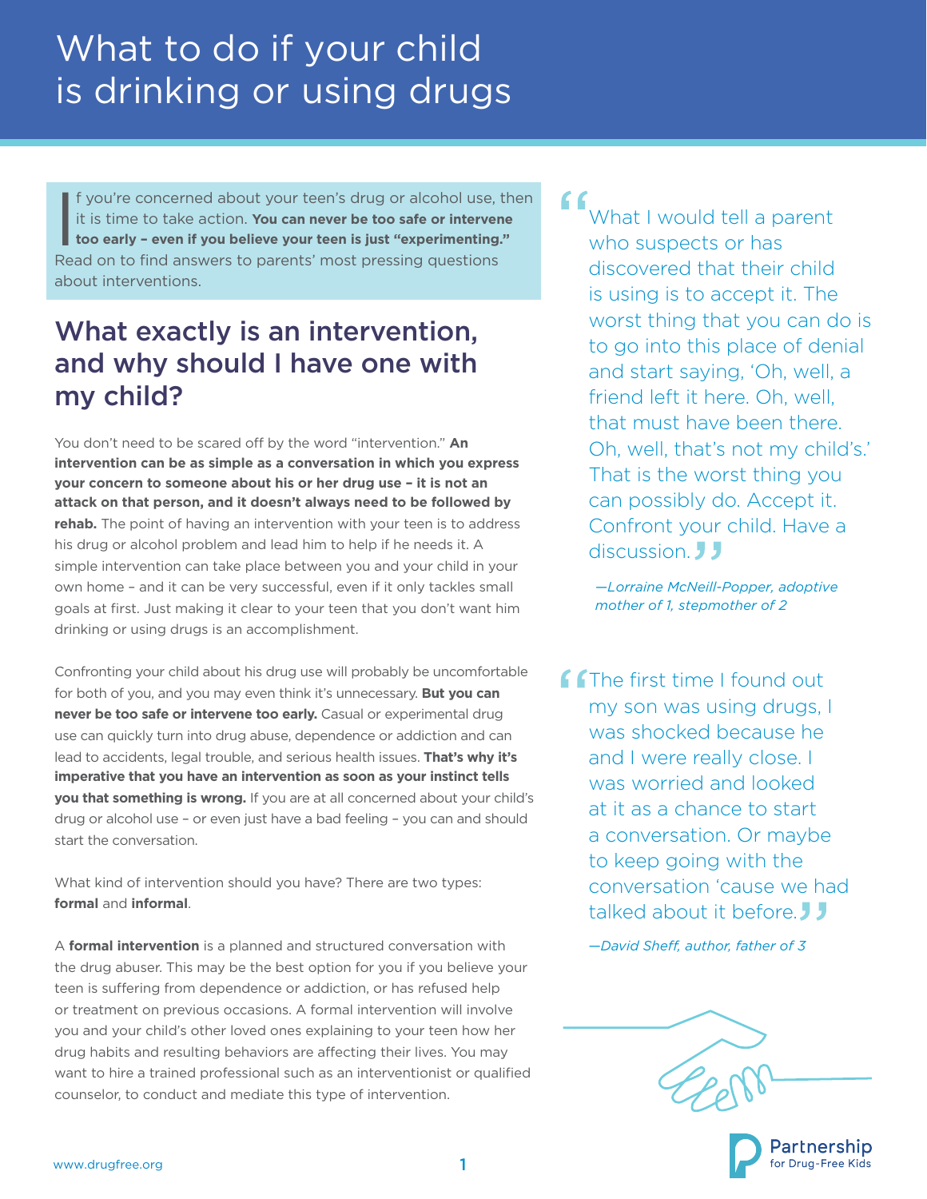# What to do if your child is drinking or using drugs

If you're concerned about your teen's drug or alcohol use, then it is time to take action. **You can never be too safe or intervene too early – even if you believe your teen is just "experimenting."** Read on to find answers to parents' most pressing questions about interventions.

## What exactly is an intervention, and why should I have one with my child?

You don't need to be scared off by the word "intervention." **An intervention can be as simple as a conversation in which you express your concern to someone about his or her drug use – it is not an attack on that person, and it doesn't always need to be followed by rehab.** The point of having an intervention with your teen is to address his drug or alcohol problem and lead him to help if he needs it. A simple intervention can take place between you and your child in your own home – and it can be very successful, even if it only tackles small goals at first. Just making it clear to your teen that you don't want him drinking or using drugs is an accomplishment.

Confronting your child about his drug use will probably be uncomfortable for both of you, and you may even think it's unnecessary. **But you can never be too safe or intervene too early.** Casual or experimental drug use can quickly turn into drug abuse, dependence or addiction and can lead to accidents, legal trouble, and serious health issues. **That's why it's imperative that you have an intervention as soon as your instinct tells you that something is wrong.** If you are at all concerned about your child's drug or alcohol use – or even just have a bad feeling – you can and should start the conversation.

What kind of intervention should you have? There are two types: **formal** and **informal**.

A **formal intervention** is a planned and structured conversation with the drug abuser. This may be the best option for you if you believe your teen is suffering from dependence or addiction, or has refused help or treatment on previous occasions. A formal intervention will involve you and your child's other loved ones explaining to your teen how her drug habits and resulting behaviors are affecting their lives. You may want to hire a trained professional such as an interventionist or qualified counselor, to conduct and mediate this type of intervention.

> "What I would tell a parent who suspects or has discovered that their child is using is to accept it. The worst thing that you can do is to go into this place of denial and start saying, 'Oh, well, a friend left it here. Oh, well, that must have been there. Oh, well, that's not my child's.' That is the worst thing you can possibly do. Accept it. Confront your child. Have a discussion."
>
> *—Lorraine McNeill-Popper, adoptive mother of 1, stepmother of 2*

> "The first time I found out my son was using drugs, I was shocked because he and I were really close. I was worried and looked at it as a chance to start a conversation. Or maybe to keep going with the conversation 'cause we had talked about it before."
>
> *—David Sheff, author, father of 3*

www.drugfree.org

Partnership for Drug-Free Kids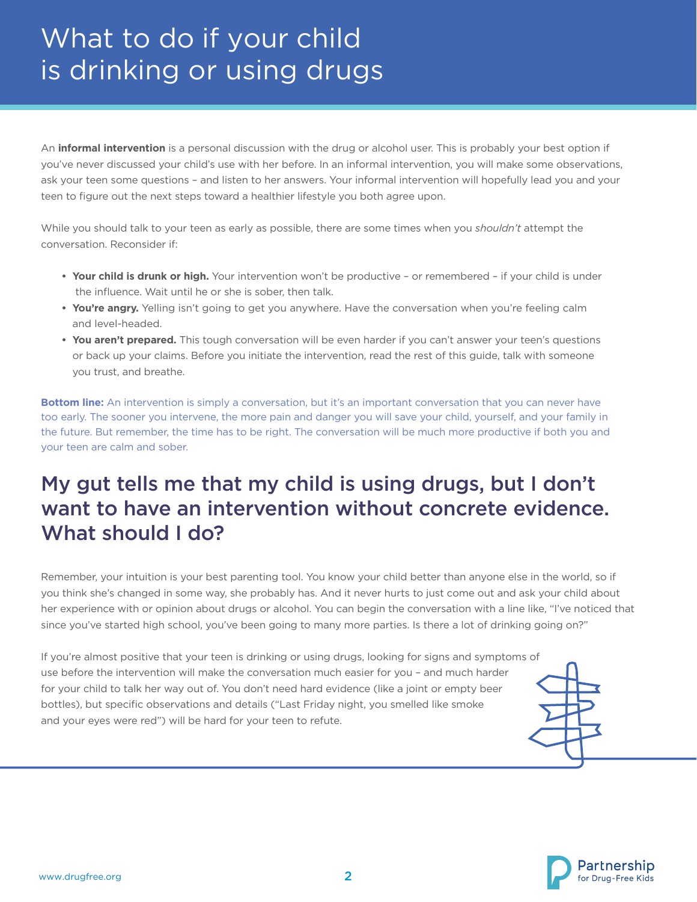// What to do if your child is drinking or using drugs

An **informal intervention** is a personal discussion with the drug or alcohol user. This is probably your best option if you've never discussed your child's use with her before. In an informal intervention, you will make some observations, ask your teen some questions – and listen to her answers. Your informal intervention will hopefully lead you and your teen to figure out the next steps toward a healthier lifestyle you both agree upon.

While you should talk to your teen as early as possible, there are some times when you *shouldn't* attempt the conversation. Reconsider if:

- **Your child is drunk or high.** Your intervention won't be productive – or remembered – if your child is under the influence. Wait until he or she is sober, then talk.
- **You're angry.** Yelling isn't going to get you anywhere. Have the conversation when you're feeling calm and level-headed.
- **You aren't prepared.** This tough conversation will be even harder if you can't answer your teen's questions or back up your claims. Before you initiate the intervention, read the rest of this guide, talk with someone you trust, and breathe.

**Bottom line:** An intervention is simply a conversation, but it's an important conversation that you can never have too early. The sooner you intervene, the more pain and danger you will save your child, yourself, and your family in the future. But remember, the time has to be right. The conversation will be much more productive if both you and your teen are calm and sober.

## My gut tells me that my child is using drugs, but I don't want to have an intervention without concrete evidence. What should I do?

Remember, your intuition is your best parenting tool. You know your child better than anyone else in the world, so if you think she's changed in some way, she probably has. And it never hurts to just come out and ask your child about her experience with or opinion about drugs or alcohol. You can begin the conversation with a line like, "I've noticed that since you've started high school, you've been going to many more parties. Is there a lot of drinking going on?"

If you're almost positive that your teen is drinking or using drugs, looking for signs and symptoms of use before the intervention will make the conversation much easier for you – and much harder for your child to talk her way out of. You don't need hard evidence (like a joint or empty beer bottles), but specific observations and details ("Last Friday night, you smelled like smoke and your eyes were red") will be hard for your teen to refute.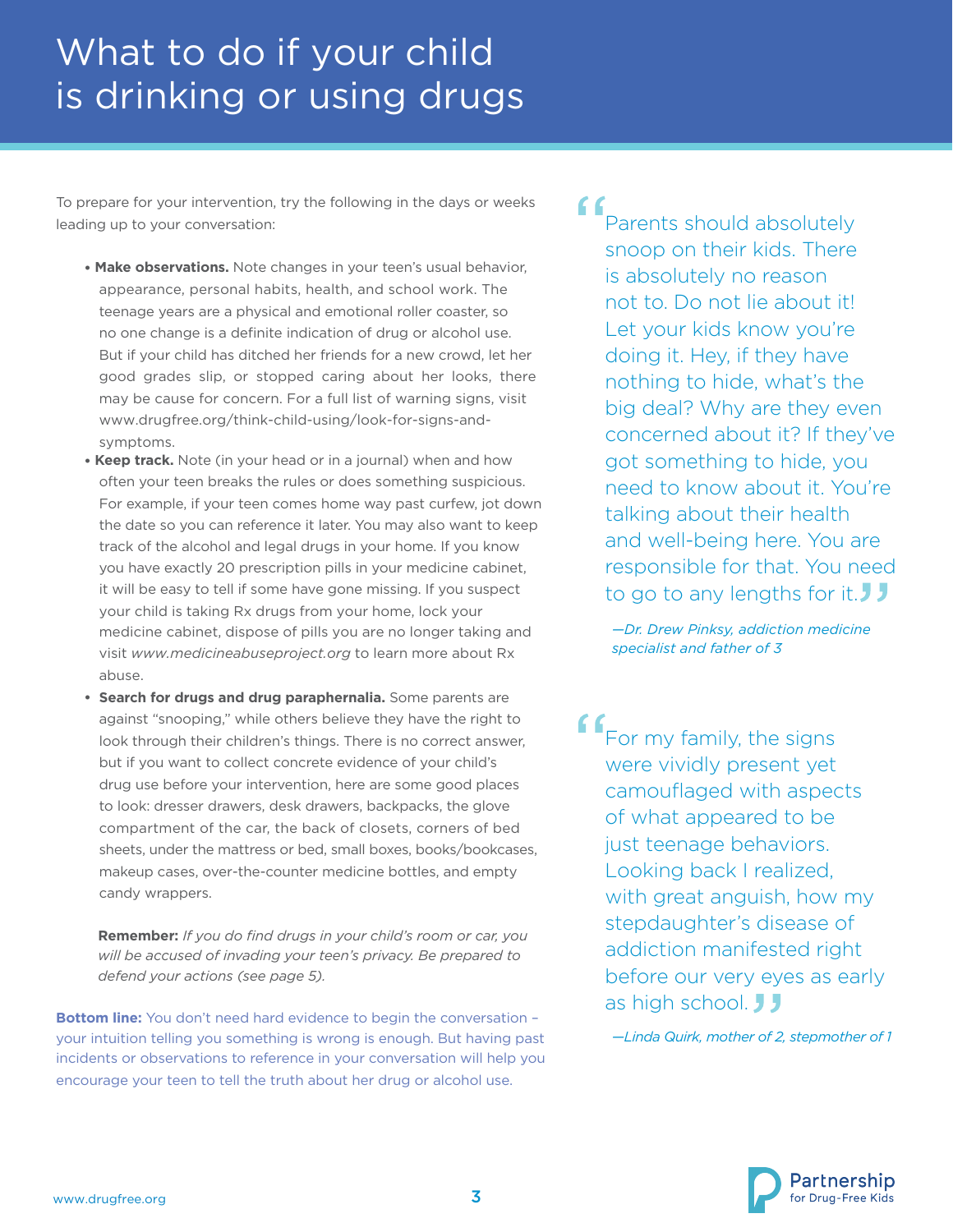# What to do if your child is drinking or using drugs

To prepare for your intervention, try the following in the days or weeks leading up to your conversation:

- **Make observations.** Note changes in your teen's usual behavior, appearance, personal habits, health, and school work. The teenage years are a physical and emotional roller coaster, so no one change is a definite indication of drug or alcohol use. But if your child has ditched her friends for a new crowd, let her good grades slip, or stopped caring about her looks, there may be cause for concern. For a full list of warning signs, visit www.drugfree.org/think-child-using/look-for-signs-and-symptoms.
- **Keep track.** Note (in your head or in a journal) when and how often your teen breaks the rules or does something suspicious. For example, if your teen comes home way past curfew, jot down the date so you can reference it later. You may also want to keep track of the alcohol and legal drugs in your home. If you know you have exactly 20 prescription pills in your medicine cabinet, it will be easy to tell if some have gone missing. If you suspect your child is taking Rx drugs from your home, lock your medicine cabinet, dispose of pills you are no longer taking and visit *www.medicineabuseproject.org* to learn more about Rx abuse.
- **Search for drugs and drug paraphernalia.** Some parents are against "snooping," while others believe they have the right to look through their children's things. There is no correct answer, but if you want to collect concrete evidence of your child's drug use before your intervention, here are some good places to look: dresser drawers, desk drawers, backpacks, the glove compartment of the car, the back of closets, corners of bed sheets, under the mattress or bed, small boxes, books/bookcases, makeup cases, over-the-counter medicine bottles, and empty candy wrappers.

  **Remember:** *If you do find drugs in your child's room or car, you will be accused of invading your teen's privacy. Be prepared to defend your actions (see page 5).*

**Bottom line:** You don't need hard evidence to begin the conversation – your intuition telling you something is wrong is enough. But having past incidents or observations to reference in your conversation will help you encourage your teen to tell the truth about her drug or alcohol use.

> "Parents should absolutely snoop on their kids. There is absolutely no reason not to. Do not lie about it! Let your kids know you're doing it. Hey, if they have nothing to hide, what's the big deal? Why are they even concerned about it? If they've got something to hide, you need to know about it. You're talking about their health and well-being here. You are responsible for that. You need to go to any lengths for it."
>
> *—Dr. Drew Pinksy, addiction medicine specialist and father of 3*

> "For my family, the signs were vividly present yet camouflaged with aspects of what appeared to be just teenage behaviors. Looking back I realized, with great anguish, how my stepdaughter's disease of addiction manifested right before our very eyes as early as high school."
>
> *—Linda Quirk, mother of 2, stepmother of 1*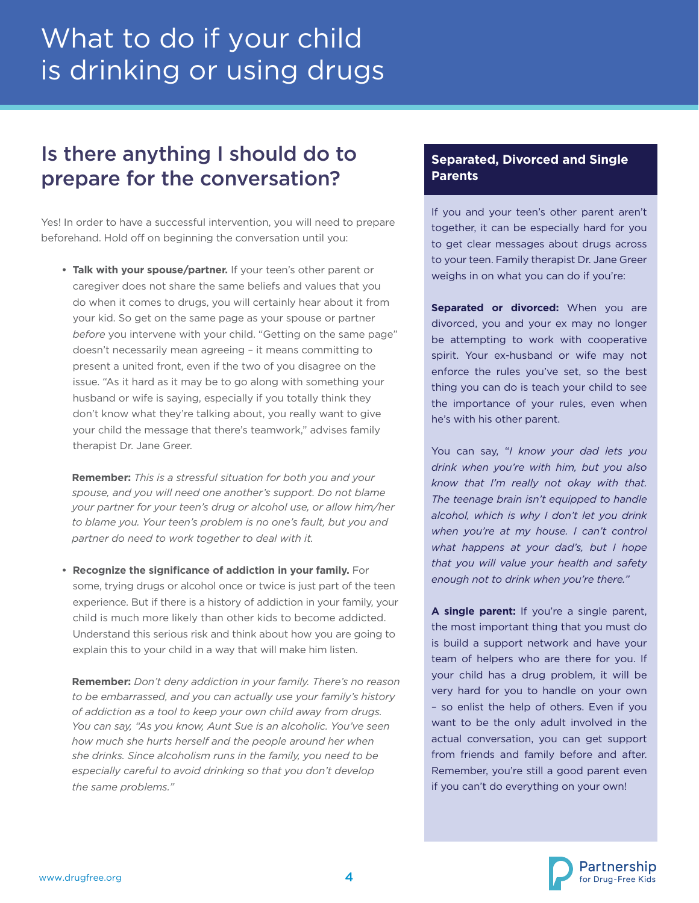# What to do if your child is drinking or using drugs

## Is there anything I should do to prepare for the conversation?

Yes! In order to have a successful intervention, you will need to prepare beforehand. Hold off on beginning the conversation until you:

- **Talk with your spouse/partner.** If your teen's other parent or caregiver does not share the same beliefs and values that you do when it comes to drugs, you will certainly hear about it from your kid. So get on the same page as your spouse or partner *before* you intervene with your child. "Getting on the same page" doesn't necessarily mean agreeing – it means committing to present a united front, even if the two of you disagree on the issue. "As it hard as it may be to go along with something your husband or wife is saying, especially if you totally think they don't know what they're talking about, you really want to give your child the message that there's teamwork," advises family therapist Dr. Jane Greer.

  **Remember:** *This is a stressful situation for both you and your spouse, and you will need one another's support. Do not blame your partner for your teen's drug or alcohol use, or allow him/her to blame you. Your teen's problem is no one's fault, but you and partner do need to work together to deal with it.*

- **Recognize the significance of addiction in your family.** For some, trying drugs or alcohol once or twice is just part of the teen experience. But if there is a history of addiction in your family, your child is much more likely than other kids to become addicted. Understand this serious risk and think about how you are going to explain this to your child in a way that will make him listen.

  **Remember:** *Don't deny addiction in your family. There's no reason to be embarrassed, and you can actually use your family's history of addiction as a tool to keep your own child away from drugs. You can say, "As you know, Aunt Sue is an alcoholic. You've seen how much she hurts herself and the people around her when she drinks. Since alcoholism runs in the family, you need to be especially careful to avoid drinking so that you don't develop the same problems."*

### Separated, Divorced and Single Parents

If you and your teen's other parent aren't together, it can be especially hard for you to get clear messages about drugs across to your teen. Family therapist Dr. Jane Greer weighs in on what you can do if you're:

**Separated or divorced:** When you are divorced, you and your ex may no longer be attempting to work with cooperative spirit. Your ex-husband or wife may not enforce the rules you've set, so the best thing you can do is teach your child to see the importance of your rules, even when he's with his other parent.

You can say, "*I know your dad lets you drink when you're with him, but you also know that I'm really not okay with that. The teenage brain isn't equipped to handle alcohol, which is why I don't let you drink when you're at my house. I can't control what happens at your dad's, but I hope that you will value your health and safety enough not to drink when you're there.*"

**A single parent:** If you're a single parent, the most important thing that you must do is build a support network and have your team of helpers who are there for you. If your child has a drug problem, it will be very hard for you to handle on your own – so enlist the help of others. Even if you want to be the only adult involved in the actual conversation, you can get support from friends and family before and after. Remember, you're still a good parent even if you can't do everything on your own!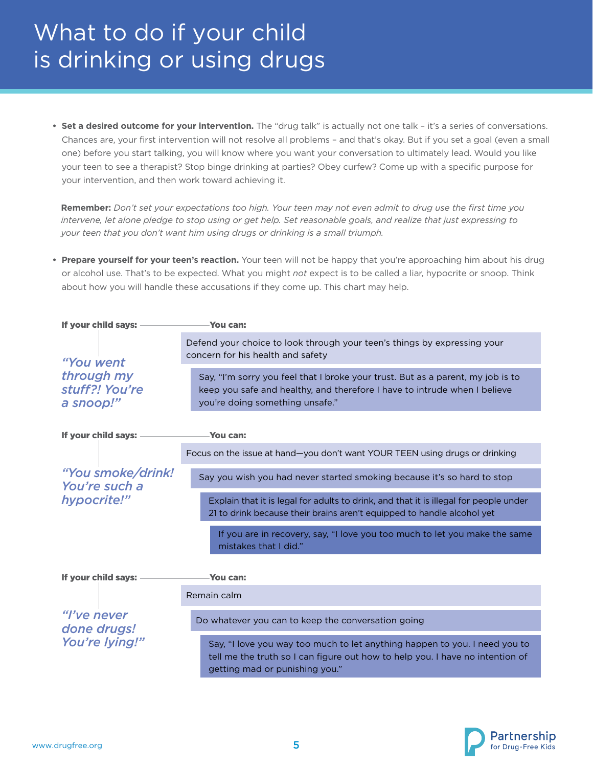# What to do if your child is drinking or using drugs

- **Set a desired outcome for your intervention.** The "drug talk" is actually not one talk – it's a series of conversations. Chances are, your first intervention will not resolve all problems – and that's okay. But if you set a goal (even a small one) before you start talking, you will know where you want your conversation to ultimately lead. Would you like your teen to see a therapist? Stop binge drinking at parties? Obey curfew? Come up with a specific purpose for your intervention, and then work toward achieving it.

**Remember:** *Don't set your expectations too high. Your teen may not even admit to drug use the first time you intervene, let alone pledge to stop using or get help. Set reasonable goals, and realize that just expressing to your teen that you don't want him using drugs or drinking is a small triumph.*

- **Prepare yourself for your teen's reaction.** Your teen will not be happy that you're approaching him about his drug or alcohol use. That's to be expected. What you might *not* expect is to be called a liar, hypocrite or snoop. Think about how you will handle these accusations if they come up. This chart may help.

**If your child says:**

*"You went through my stuff?! You're a snoop!"*

**You can:**

- Defend your choice to look through your teen's things by expressing your concern for his health and safety
- Say, "I'm sorry you feel that I broke your trust. But as a parent, my job is to keep you safe and healthy, and therefore I have to intrude when I believe you're doing something unsafe."

**If your child says:**

*"You smoke/drink! You're such a hypocrite!"*

**You can:**

- Focus on the issue at hand—you don't want YOUR TEEN using drugs or drinking
- Say you wish you had never started smoking because it's so hard to stop
- Explain that it is legal for adults to drink, and that it is illegal for people under 21 to drink because their brains aren't equipped to handle alcohol yet
- If you are in recovery, say, "I love you too much to let you make the same mistakes that I did."

**If your child says:**

*"I've never done drugs! You're lying!"*

**You can:**

- Remain calm
- Do whatever you can to keep the conversation going
- Say, "I love you way too much to let anything happen to you. I need you to tell me the truth so I can figure out how to help you. I have no intention of getting mad or punishing you."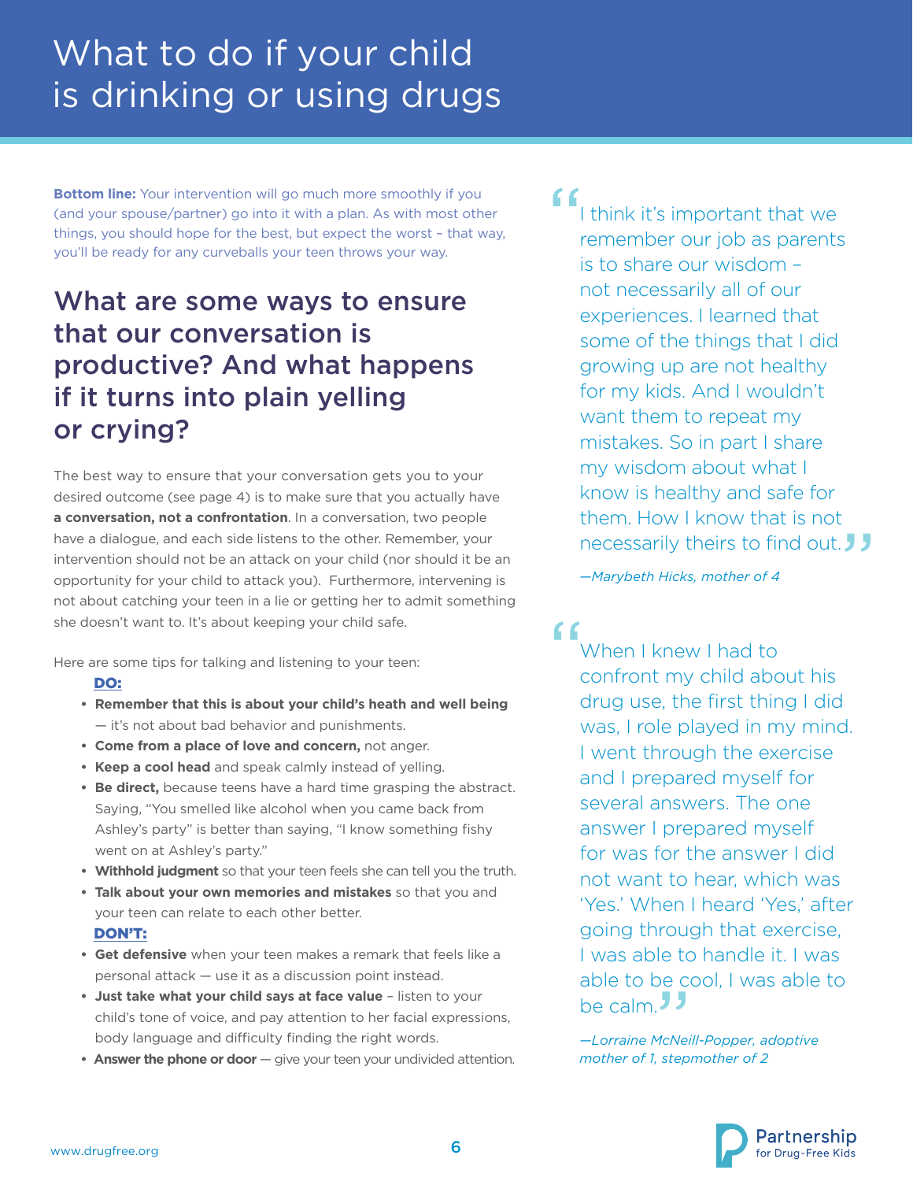# What to do if your child is drinking or using drugs

**Bottom line:** Your intervention will go much more smoothly if you (and your spouse/partner) go into it with a plan. As with most other things, you should hope for the best, but expect the worst – that way, you'll be ready for any curveballs your teen throws your way.

## What are some ways to ensure that our conversation is productive? And what happens if it turns into plain yelling or crying?

The best way to ensure that your conversation gets you to your desired outcome (see page 4) is to make sure that you actually have **a conversation, not a confrontation**. In a conversation, two people have a dialogue, and each side listens to the other. Remember, your intervention should not be an attack on your child (nor should it be an opportunity for your child to attack you). Furthermore, intervening is not about catching your teen in a lie or getting her to admit something she doesn't want to. It's about keeping your child safe.

Here are some tips for talking and listening to your teen:

**DO:**

- **Remember that this is about your child's heath and well being** — it's not about bad behavior and punishments.
- **Come from a place of love and concern,** not anger.
- **Keep a cool head** and speak calmly instead of yelling.
- **Be direct,** because teens have a hard time grasping the abstract. Saying, "You smelled like alcohol when you came back from Ashley's party" is better than saying, "I know something fishy went on at Ashley's party."
- **Withhold judgment** so that your teen feels she can tell you the truth.
- **Talk about your own memories and mistakes** so that you and your teen can relate to each other better.

**DON'T:**

- **Get defensive** when your teen makes a remark that feels like a personal attack — use it as a discussion point instead.
- **Just take what your child says at face value** – listen to your child's tone of voice, and pay attention to her facial expressions, body language and difficulty finding the right words.
- **Answer the phone or door** — give your teen your undivided attention.

> "I think it's important that we remember our job as parents is to share our wisdom – not necessarily all of our experiences. I learned that some of the things that I did growing up are not healthy for my kids. And I wouldn't want them to repeat my mistakes. So in part I share my wisdom about what I know is healthy and safe for them. How I know that is not necessarily theirs to find out."
>
> *—Marybeth Hicks, mother of 4*

> "When I knew I had to confront my child about his drug use, the first thing I did was, I role played in my mind. I went through the exercise and I prepared myself for several answers. The one answer I prepared myself for was for the answer I did not want to hear, which was 'Yes.' When I heard 'Yes,' after going through that exercise, I was able to handle it. I was able to be cool, I was able to be calm."
>
> *—Lorraine McNeill-Popper, adoptive mother of 1, stepmother of 2*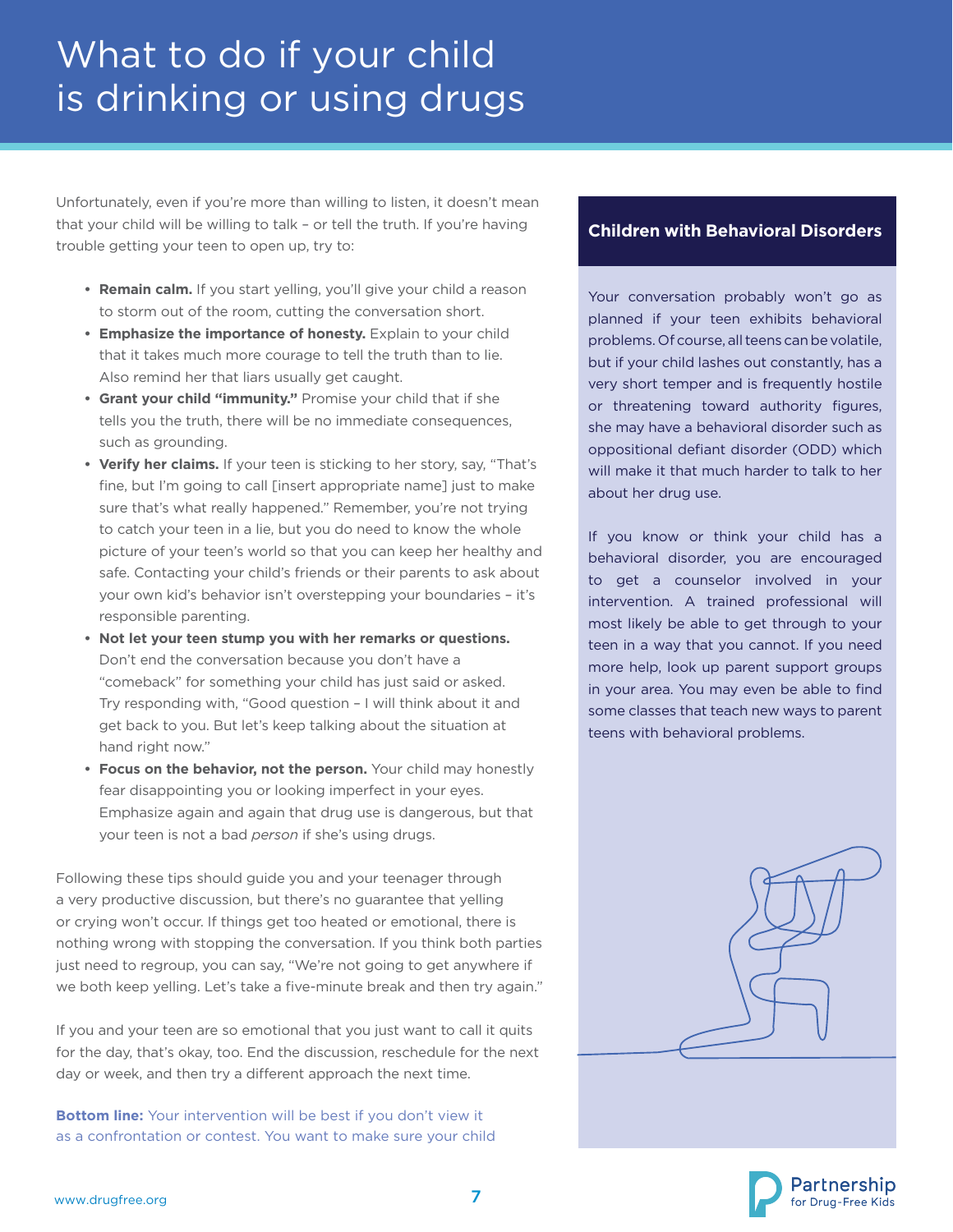# What to do if your child is drinking or using drugs

Unfortunately, even if you're more than willing to listen, it doesn't mean that your child will be willing to talk – or tell the truth. If you're having trouble getting your teen to open up, try to:

- **Remain calm.** If you start yelling, you'll give your child a reason to storm out of the room, cutting the conversation short.
- **Emphasize the importance of honesty.** Explain to your child that it takes much more courage to tell the truth than to lie. Also remind her that liars usually get caught.
- **Grant your child "immunity."** Promise your child that if she tells you the truth, there will be no immediate consequences, such as grounding.
- **Verify her claims.** If your teen is sticking to her story, say, "That's fine, but I'm going to call [insert appropriate name] just to make sure that's what really happened." Remember, you're not trying to catch your teen in a lie, but you do need to know the whole picture of your teen's world so that you can keep her healthy and safe. Contacting your child's friends or their parents to ask about your own kid's behavior isn't overstepping your boundaries – it's responsible parenting.
- **Not let your teen stump you with her remarks or questions.** Don't end the conversation because you don't have a "comeback" for something your child has just said or asked. Try responding with, "Good question – I will think about it and get back to you. But let's keep talking about the situation at hand right now."
- **Focus on the behavior, not the person.** Your child may honestly fear disappointing you or looking imperfect in your eyes. Emphasize again and again that drug use is dangerous, but that your teen is not a bad *person* if she's using drugs.

Following these tips should guide you and your teenager through a very productive discussion, but there's no guarantee that yelling or crying won't occur. If things get too heated or emotional, there is nothing wrong with stopping the conversation. If you think both parties just need to regroup, you can say, "We're not going to get anywhere if we both keep yelling. Let's take a five-minute break and then try again."

If you and your teen are so emotional that you just want to call it quits for the day, that's okay, too. End the discussion, reschedule for the next day or week, and then try a different approach the next time.

**Bottom line:** Your intervention will be best if you don't view it as a confrontation or contest. You want to make sure your child

## Children with Behavioral Disorders

Your conversation probably won't go as planned if your teen exhibits behavioral problems. Of course, all teens can be volatile, but if your child lashes out constantly, has a very short temper and is frequently hostile or threatening toward authority figures, she may have a behavioral disorder such as oppositional defiant disorder (ODD) which will make it that much harder to talk to her about her drug use.

If you know or think your child has a behavioral disorder, you are encouraged to get a counselor involved in your intervention. A trained professional will most likely be able to get through to your teen in a way that you cannot. If you need more help, look up parent support groups in your area. You may even be able to find some classes that teach new ways to parent teens with behavioral problems.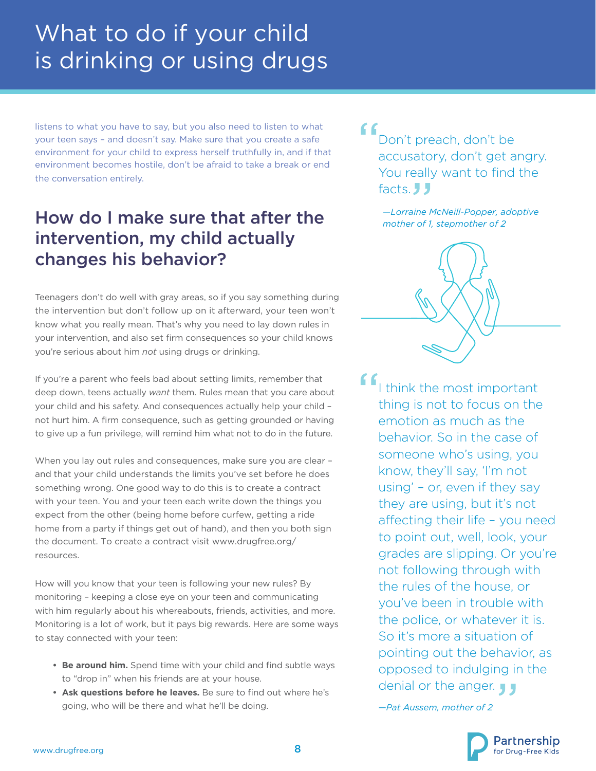listens to what you have to say, but you also need to listen to what your teen says – and doesn't say. Make sure that you create a safe environment for your child to express herself truthfully in, and if that environment becomes hostile, don't be afraid to take a break or end the conversation entirely.

## How do I make sure that after the intervention, my child actually changes his behavior?

Teenagers don't do well with gray areas, so if you say something during the intervention but don't follow up on it afterward, your teen won't know what you really mean. That's why you need to lay down rules in your intervention, and also set firm consequences so your child knows you're serious about him *not* using drugs or drinking.

If you're a parent who feels bad about setting limits, remember that deep down, teens actually *want* them. Rules mean that you care about your child and his safety. And consequences actually help your child – not hurt him. A firm consequence, such as getting grounded or having to give up a fun privilege, will remind him what not to do in the future.

When you lay out rules and consequences, make sure you are clear – and that your child understands the limits you've set before he does something wrong. One good way to do this is to create a contract with your teen. You and your teen each write down the things you expect from the other (being home before curfew, getting a ride home from a party if things get out of hand), and then you both sign the document. To create a contract visit www.drugfree.org/resources.

How will you know that your teen is following your new rules? By monitoring – keeping a close eye on your teen and communicating with him regularly about his whereabouts, friends, activities, and more. Monitoring is a lot of work, but it pays big rewards. Here are some ways to stay connected with your teen:

- **Be around him.** Spend time with your child and find subtle ways to "drop in" when his friends are at your house.
- **Ask questions before he leaves.** Be sure to find out where he's going, who will be there and what he'll be doing.

> "Don't preach, don't be accusatory, don't get angry. You really want to find the facts."
>
> *—Lorraine McNeill-Popper, adoptive mother of 1, stepmother of 2*

> "I think the most important thing is not to focus on the emotion as much as the behavior. So in the case of someone who's using, you know, they'll say, 'I'm not using' – or, even if they say they are using, but it's not affecting their life – you need to point out, well, look, your grades are slipping. Or you're not following through with the rules of the house, or you've been in trouble with the police, or whatever it is. So it's more a situation of pointing out the behavior, as opposed to indulging in the denial or the anger."
>
> *—Pat Aussem, mother of 2*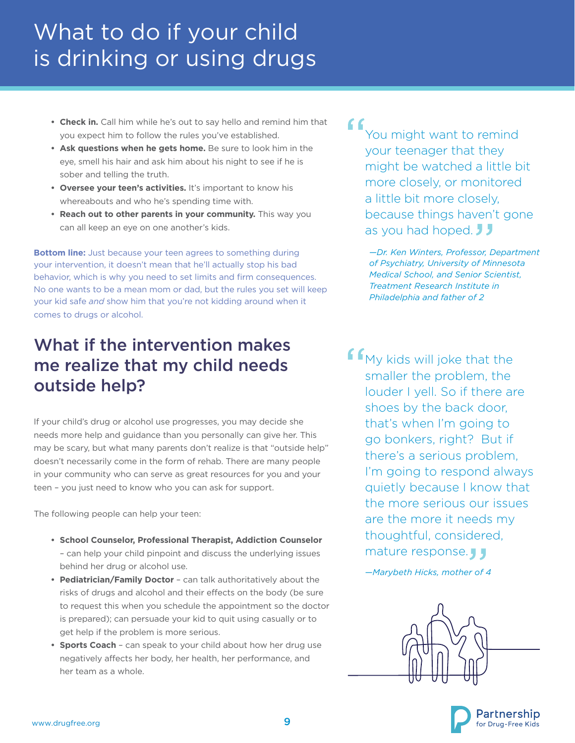# What to do if your child is drinking or using drugs

- **Check in.** Call him while he's out to say hello and remind him that you expect him to follow the rules you've established.
- **Ask questions when he gets home.** Be sure to look him in the eye, smell his hair and ask him about his night to see if he is sober and telling the truth.
- **Oversee your teen's activities.** It's important to know his whereabouts and who he's spending time with.
- **Reach out to other parents in your community.** This way you can all keep an eye on one another's kids.

**Bottom line:** Just because your teen agrees to something during your intervention, it doesn't mean that he'll actually stop his bad behavior, which is why you need to set limits and firm consequences. No one wants to be a mean mom or dad, but the rules you set will keep your kid safe *and* show him that you're not kidding around when it comes to drugs or alcohol.

## What if the intervention makes me realize that my child needs outside help?

If your child's drug or alcohol use progresses, you may decide she needs more help and guidance than you personally can give her. This may be scary, but what many parents don't realize is that "outside help" doesn't necessarily come in the form of rehab. There are many people in your community who can serve as great resources for you and your teen – you just need to know who you can ask for support.

The following people can help your teen:

- **School Counselor, Professional Therapist, Addiction Counselor** – can help your child pinpoint and discuss the underlying issues behind her drug or alcohol use.
- **Pediatrician/Family Doctor** – can talk authoritatively about the risks of drugs and alcohol and their effects on the body (be sure to request this when you schedule the appointment so the doctor is prepared); can persuade your kid to quit using casually or to get help if the problem is more serious.
- **Sports Coach** – can speak to your child about how her drug use negatively affects her body, her health, her performance, and her team as a whole.

> "You might want to remind your teenager that they might be watched a little bit more closely, or monitored a little bit more closely, because things haven't gone as you had hoped."
>
> *—Dr. Ken Winters, Professor, Department of Psychiatry, University of Minnesota Medical School, and Senior Scientist, Treatment Research Institute in Philadelphia and father of 2*

> "My kids will joke that the smaller the problem, the louder I yell. So if there are shoes by the back door, that's when I'm going to go bonkers, right? But if there's a serious problem, I'm going to respond always quietly because I know that the more serious our issues are the more it needs my thoughtful, considered, mature response."
>
> *—Marybeth Hicks, mother of 4*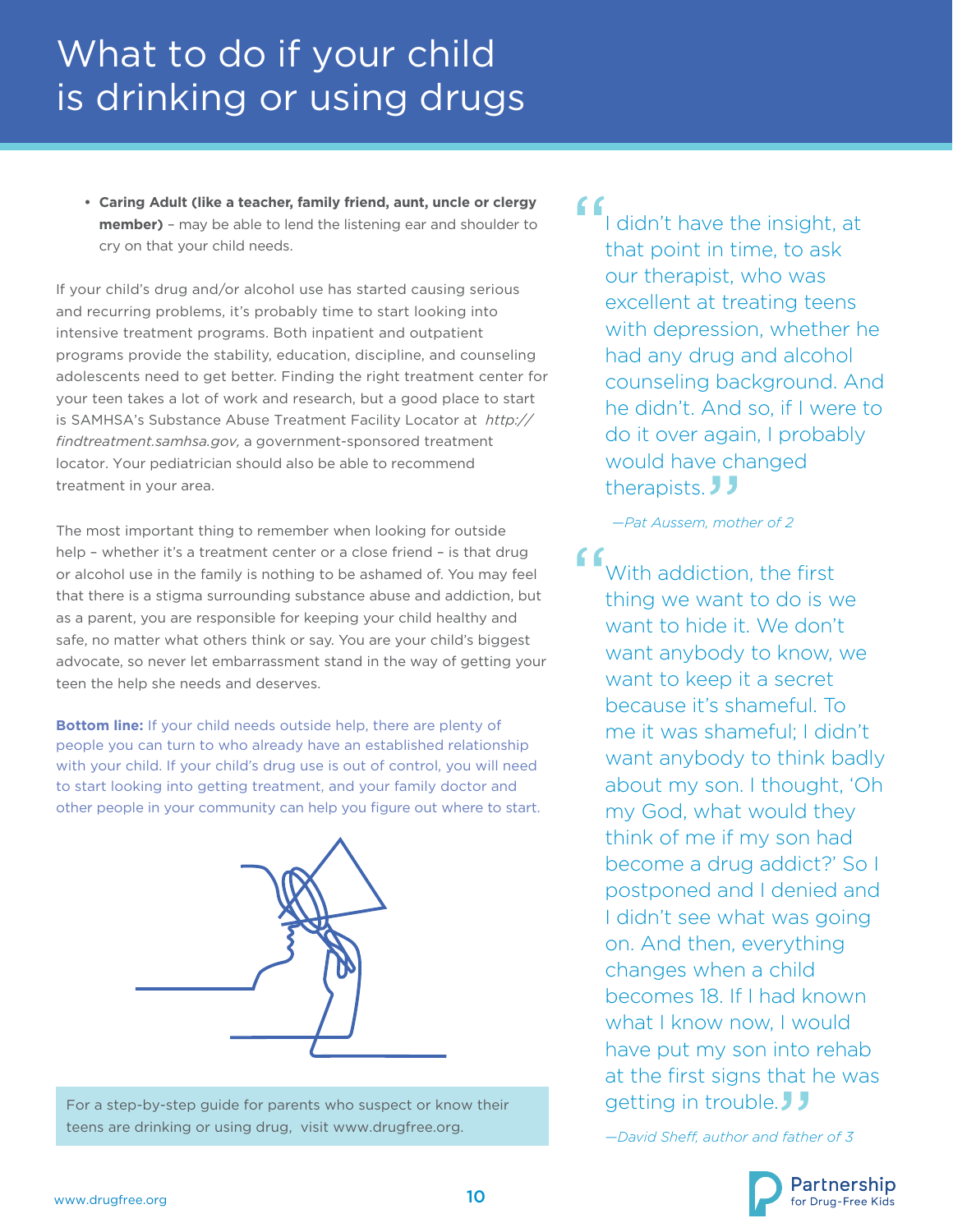# What to do if your child is drinking or using drugs

- **Caring Adult (like a teacher, family friend, aunt, uncle or clergy member)** – may be able to lend the listening ear and shoulder to cry on that your child needs.

If your child's drug and/or alcohol use has started causing serious and recurring problems, it's probably time to start looking into intensive treatment programs. Both inpatient and outpatient programs provide the stability, education, discipline, and counseling adolescents need to get better. Finding the right treatment center for your teen takes a lot of work and research, but a good place to start is SAMHSA's Substance Abuse Treatment Facility Locator at *http://findtreatment.samhsa.gov*, a government-sponsored treatment locator. Your pediatrician should also be able to recommend treatment in your area.

The most important thing to remember when looking for outside help – whether it's a treatment center or a close friend – is that drug or alcohol use in the family is nothing to be ashamed of. You may feel that there is a stigma surrounding substance abuse and addiction, but as a parent, you are responsible for keeping your child healthy and safe, no matter what others think or say. You are your child's biggest advocate, so never let embarrassment stand in the way of getting your teen the help she needs and deserves.

**Bottom line:** If your child needs outside help, there are plenty of people you can turn to who already have an established relationship with your child. If your child's drug use is out of control, you will need to start looking into getting treatment, and your family doctor and other people in your community can help you figure out where to start.

For a step-by-step guide for parents who suspect or know their teens are drinking or using drug, visit www.drugfree.org.

> "I didn't have the insight, at that point in time, to ask our therapist, who was excellent at treating teens with depression, whether he had any drug and alcohol counseling background. And he didn't. And so, if I were to do it over again, I probably would have changed therapists."
>
> *—Pat Aussem, mother of 2*

> "With addiction, the first thing we want to do is we want to hide it. We don't want anybody to know, we want to keep it a secret because it's shameful. To me it was shameful; I didn't want anybody to think badly about my son. I thought, 'Oh my God, what would they think of me if my son had become a drug addict?' So I postponed and I denied and I didn't see what was going on. And then, everything changes when a child becomes 18. If I had known what I know now, I would have put my son into rehab at the first signs that he was getting in trouble."
>
> *—David Sheff, author and father of 3*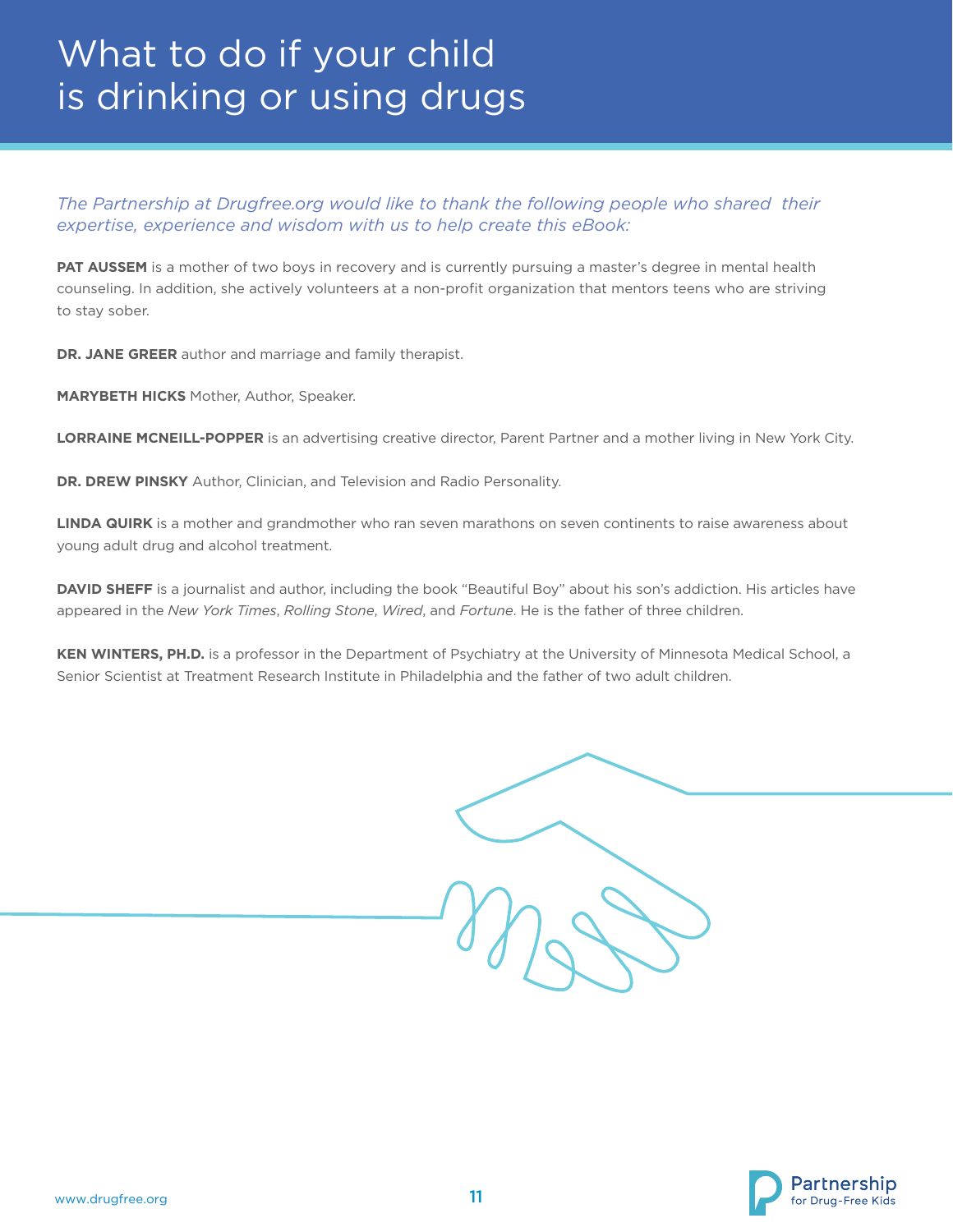# What to do if your child is drinking or using drugs

*The Partnership at Drugfree.org would like to thank the following people who shared their expertise, experience and wisdom with us to help create this eBook:*

**PAT AUSSEM** is a mother of two boys in recovery and is currently pursuing a master's degree in mental health counseling. In addition, she actively volunteers at a non-profit organization that mentors teens who are striving to stay sober.

**DR. JANE GREER** author and marriage and family therapist.

**MARYBETH HICKS** Mother, Author, Speaker.

**LORRAINE MCNEILL-POPPER** is an advertising creative director, Parent Partner and a mother living in New York City.

**DR. DREW PINSKY** Author, Clinician, and Television and Radio Personality.

**LINDA QUIRK** is a mother and grandmother who ran seven marathons on seven continents to raise awareness about young adult drug and alcohol treatment.

**DAVID SHEFF** is a journalist and author, including the book "Beautiful Boy" about his son's addiction. His articles have appeared in the *New York Times*, *Rolling Stone*, *Wired*, and *Fortune*. He is the father of three children.

**KEN WINTERS, PH.D.** is a professor in the Department of Psychiatry at the University of Minnesota Medical School, a Senior Scientist at Treatment Research Institute in Philadelphia and the father of two adult children.